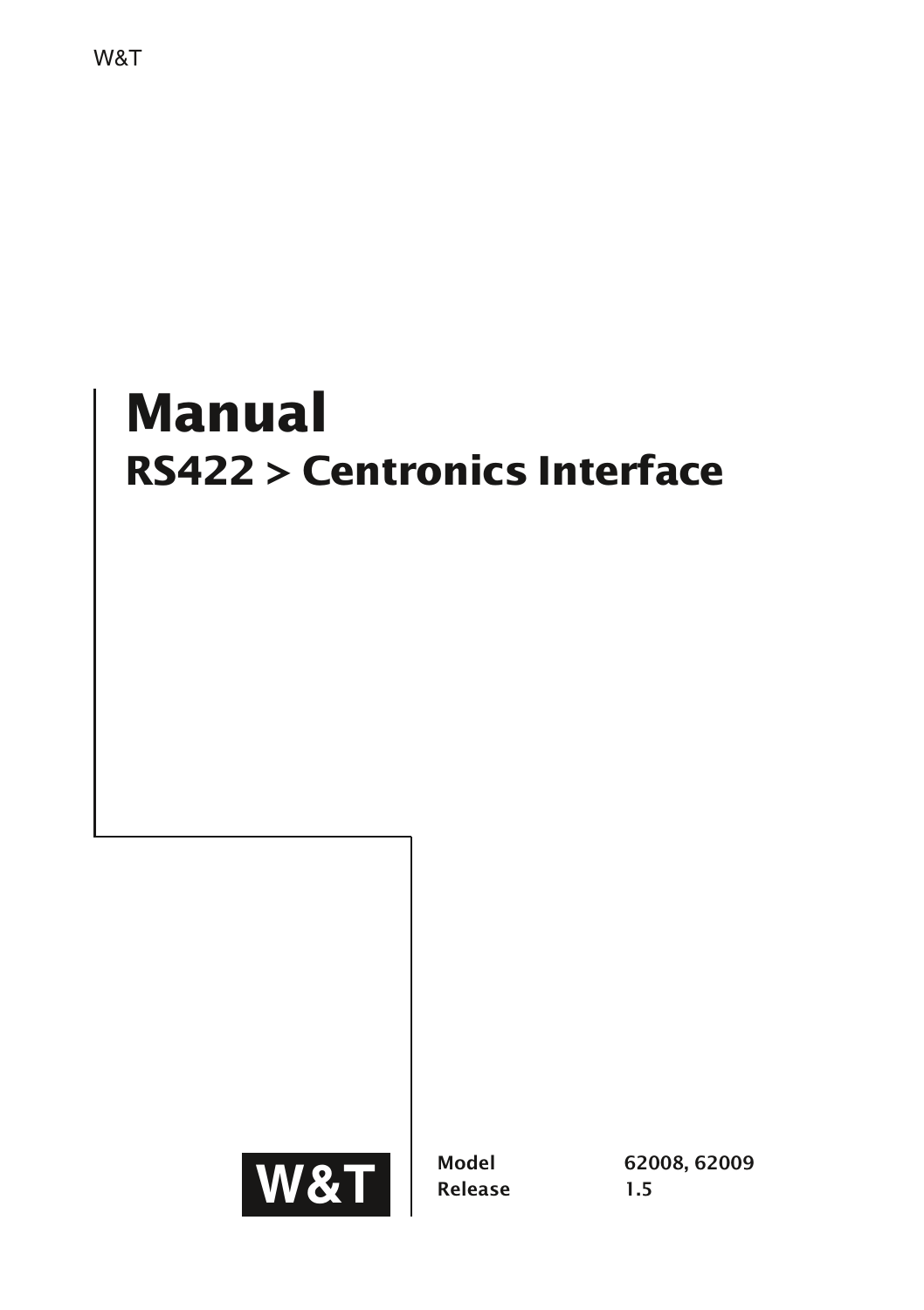W&T

# Manual

## RS422 > Centronics Interface

W&T

| | |
|---|---|
| **Model** | **62008, 62009** |
| **Release** | **1.5** |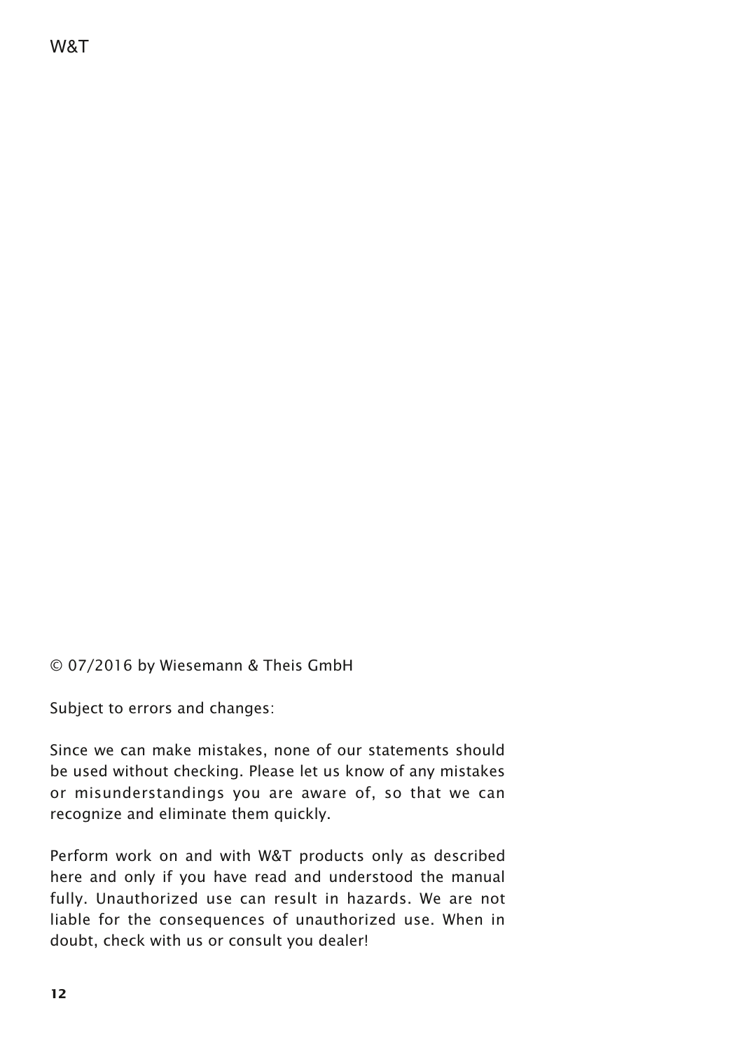© 07/2016 by Wiesemann & Theis GmbH

Subject to errors and changes:

Since we can make mistakes, none of our statements should be used without checking. Please let us know of any mistakes or misunderstandings you are aware of, so that we can recognize and eliminate them quickly.

Perform work on and with W&T products only as described here and only if you have read and understood the manual fully. Unauthorized use can result in hazards. We are not liable for the consequences of unauthorized use. When in doubt, check with us or consult you dealer!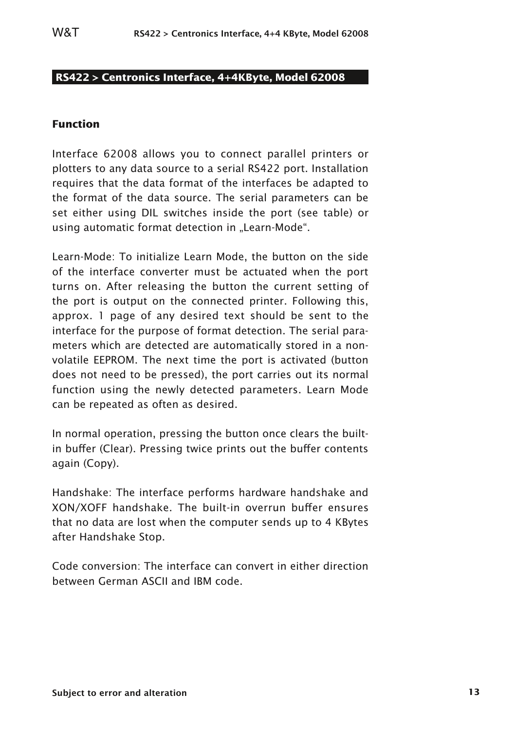## RS422 > Centronics Interface, 4+4KByte, Model 62008

### Function

Interface 62008 allows you to connect parallel printers or plotters to any data source to a serial RS422 port. Installation requires that the data format of the interfaces be adapted to the format of the data source. The serial parameters can be set either using DIL switches inside the port (see table) or using automatic format detection in „Learn-Mode".

Learn-Mode: To initialize Learn Mode, the button on the side of the interface converter must be actuated when the port turns on. After releasing the button the current setting of the port is output on the connected printer. Following this, approx. 1 page of any desired text should be sent to the interface for the purpose of format detection. The serial parameters which are detected are automatically stored in a non-volatile EEPROM. The next time the port is activated (button does not need to be pressed), the port carries out its normal function using the newly detected parameters. Learn Mode can be repeated as often as desired.

In normal operation, pressing the button once clears the built-in buffer (Clear). Pressing twice prints out the buffer contents again (Copy).

Handshake: The interface performs hardware handshake and XON/XOFF handshake. The built-in overrun buffer ensures that no data are lost when the computer sends up to 4 KBytes after Handshake Stop.

Code conversion: The interface can convert in either direction between German ASCII and IBM code.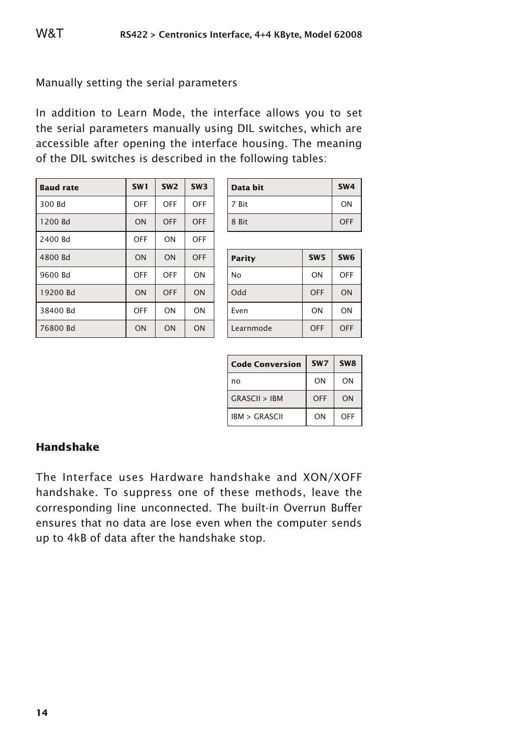Manually setting the serial parameters

In addition to Learn Mode, the interface allows you to set the serial parameters manually using DIL switches, which are accessible after opening the interface housing. The meaning of the DIL switches is described in the following tables:

| Baud rate | SW1 | SW2 | SW3 |
|---|---|---|---|
| 300 Bd | OFF | OFF | OFF |
| 1200 Bd | ON | OFF | OFF |
| 2400 Bd | OFF | ON | OFF |
| 4800 Bd | ON | ON | OFF |
| 9600 Bd | OFF | OFF | ON |
| 19200 Bd | ON | OFF | ON |
| 38400 Bd | OFF | ON | ON |
| 76800 Bd | ON | ON | ON |

| Data bit | SW4 |
|---|---|
| 7 Bit | ON |
| 8 Bit | OFF |

| Parity | SW5 | SW6 |
|---|---|---|
| No | ON | OFF |
| Odd | OFF | ON |
| Even | ON | ON |
| Learnmode | OFF | OFF |

| Code Conversion | SW7 | SW8 |
|---|---|---|
| no | ON | ON |
| GRASCII > IBM | OFF | ON |
| IBM > GRASCII | ON | OFF |

## Handshake

The Interface uses Hardware handshake and XON/XOFF handshake. To suppress one of these methods, leave the corresponding line unconnected. The built-in Overrun Buffer ensures that no data are lose even when the computer sends up to 4kB of data after the handshake stop.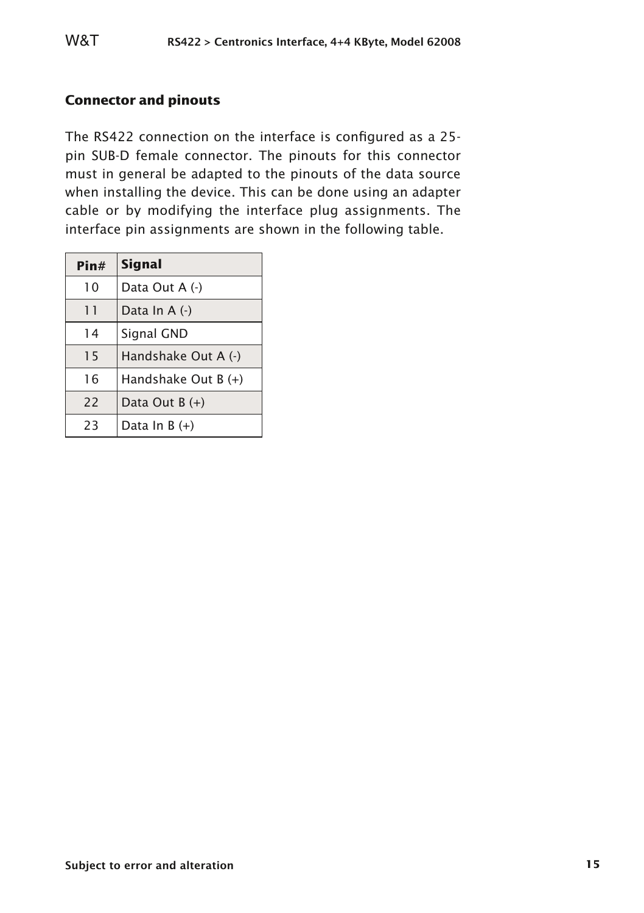## Connector and pinouts

The RS422 connection on the interface is configured as a 25-pin SUB-D female connector. The pinouts for this connector must in general be adapted to the pinouts of the data source when installing the device. This can be done using an adapter cable or by modifying the interface plug assignments. The interface pin assignments are shown in the following table.

| Pin# | Signal |
|---|---|
| 10 | Data Out A (-) |
| 11 | Data In A (-) |
| 14 | Signal GND |
| 15 | Handshake Out A (-) |
| 16 | Handshake Out B (+) |
| 22 | Data Out B (+) |
| 23 | Data In B (+) |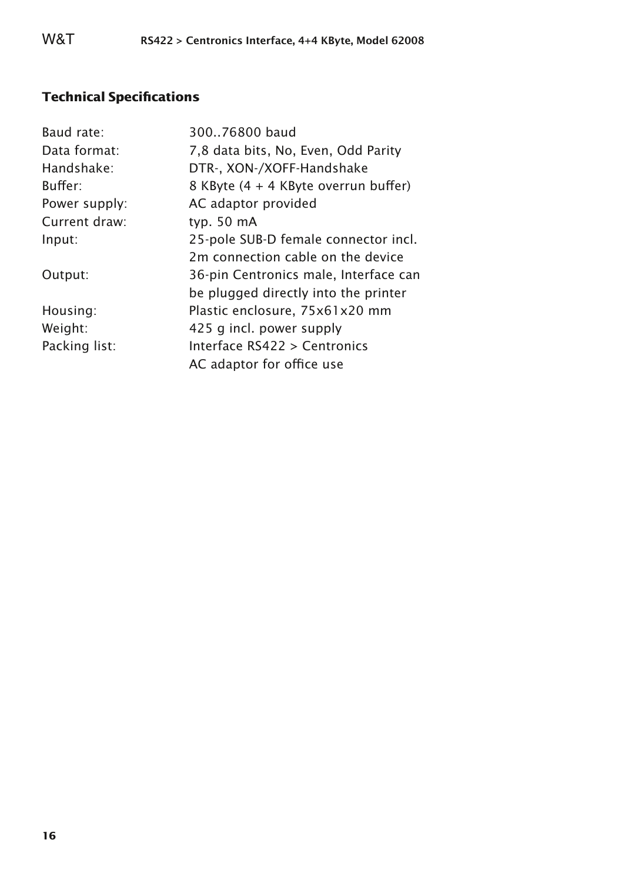## Technical Specifications

| | |
|---|---|
| Baud rate: | 300..76800 baud |
| Data format: | 7,8 data bits, No, Even, Odd Parity |
| Handshake: | DTR-, XON-/XOFF-Handshake |
| Buffer: | 8 KByte (4 + 4 KByte overrun buffer) |
| Power supply: | AC adaptor provided |
| Current draw: | typ. 50 mA |
| Input: | 25-pole SUB-D female connector incl. 2m connection cable on the device |
| Output: | 36-pin Centronics male, Interface can be plugged directly into the printer |
| Housing: | Plastic enclosure, 75x61x20 mm |
| Weight: | 425 g incl. power supply |
| Packing list: | Interface RS422 > Centronics<br>AC adaptor for office use |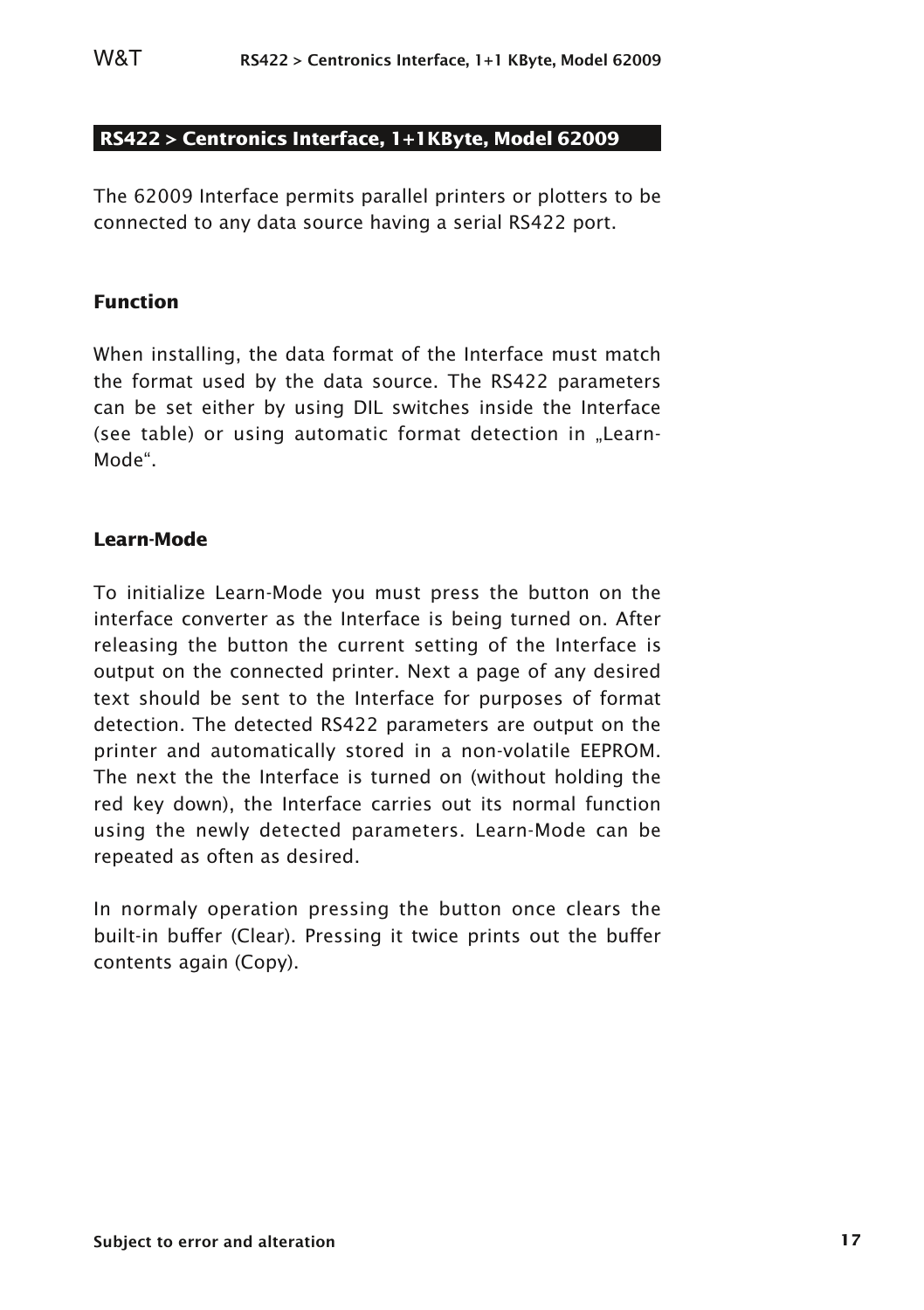## RS422 > Centronics Interface, 1+1KByte, Model 62009

The 62009 Interface permits parallel printers or plotters to be connected to any data source having a serial RS422 port.

### Function

When installing, the data format of the Interface must match the format used by the data source. The RS422 parameters can be set either by using DIL switches inside the Interface (see table) or using automatic format detection in „Learn-Mode“.

### Learn-Mode

To initialize Learn-Mode you must press the button on the interface converter as the Interface is being turned on. After releasing the button the current setting of the Interface is output on the connected printer. Next a page of any desired text should be sent to the Interface for purposes of format detection. The detected RS422 parameters are output on the printer and automatically stored in a non-volatile EEPROM. The next the the Interface is turned on (without holding the red key down), the Interface carries out its normal function using the newly detected parameters. Learn-Mode can be repeated as often as desired.

In normaly operation pressing the button once clears the built-in buffer (Clear). Pressing it twice prints out the buffer contents again (Copy).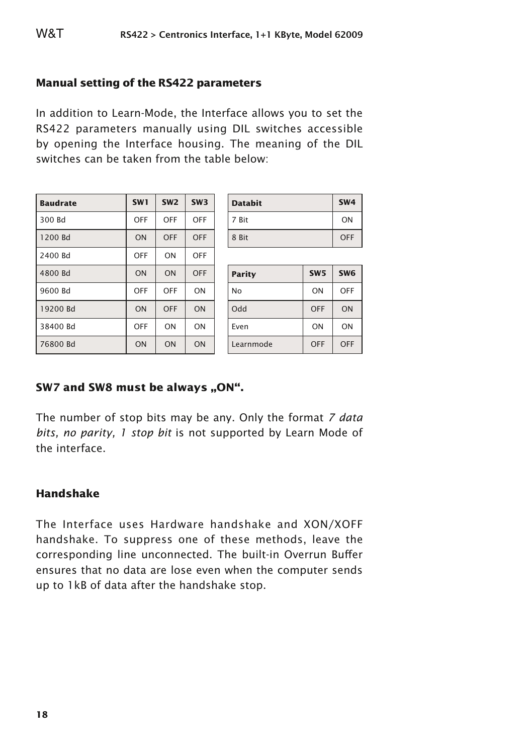## Manual setting of the RS422 parameters

In addition to Learn-Mode, the Interface allows you to set the RS422 parameters manually using DIL switches accessible by opening the Interface housing. The meaning of the DIL switches can be taken from the table below:

| Baudrate | SW1 | SW2 | SW3 |
|---|---|---|---|
| 300 Bd | OFF | OFF | OFF |
| 1200 Bd | ON | OFF | OFF |
| 2400 Bd | OFF | ON | OFF |
| 4800 Bd | ON | ON | OFF |
| 9600 Bd | OFF | OFF | ON |
| 19200 Bd | ON | OFF | ON |
| 38400 Bd | OFF | ON | ON |
| 76800 Bd | ON | ON | ON |

| Databit | SW4 |
|---|---|
| 7 Bit | ON |
| 8 Bit | OFF |

| Parity | SW5 | SW6 |
|---|---|---|
| No | ON | OFF |
| Odd | OFF | ON |
| Even | ON | ON |
| Learnmode | OFF | OFF |

**SW7 and SW8 must be always „ON“.**

The number of stop bits may be any. Only the format *7 data bits, no parity, 1 stop bit* is not supported by Learn Mode of the interface.

### Handshake

The Interface uses Hardware handshake and XON/XOFF handshake. To suppress one of these methods, leave the corresponding line unconnected. The built-in Overrun Buffer ensures that no data are lose even when the computer sends up to 1kB of data after the handshake stop.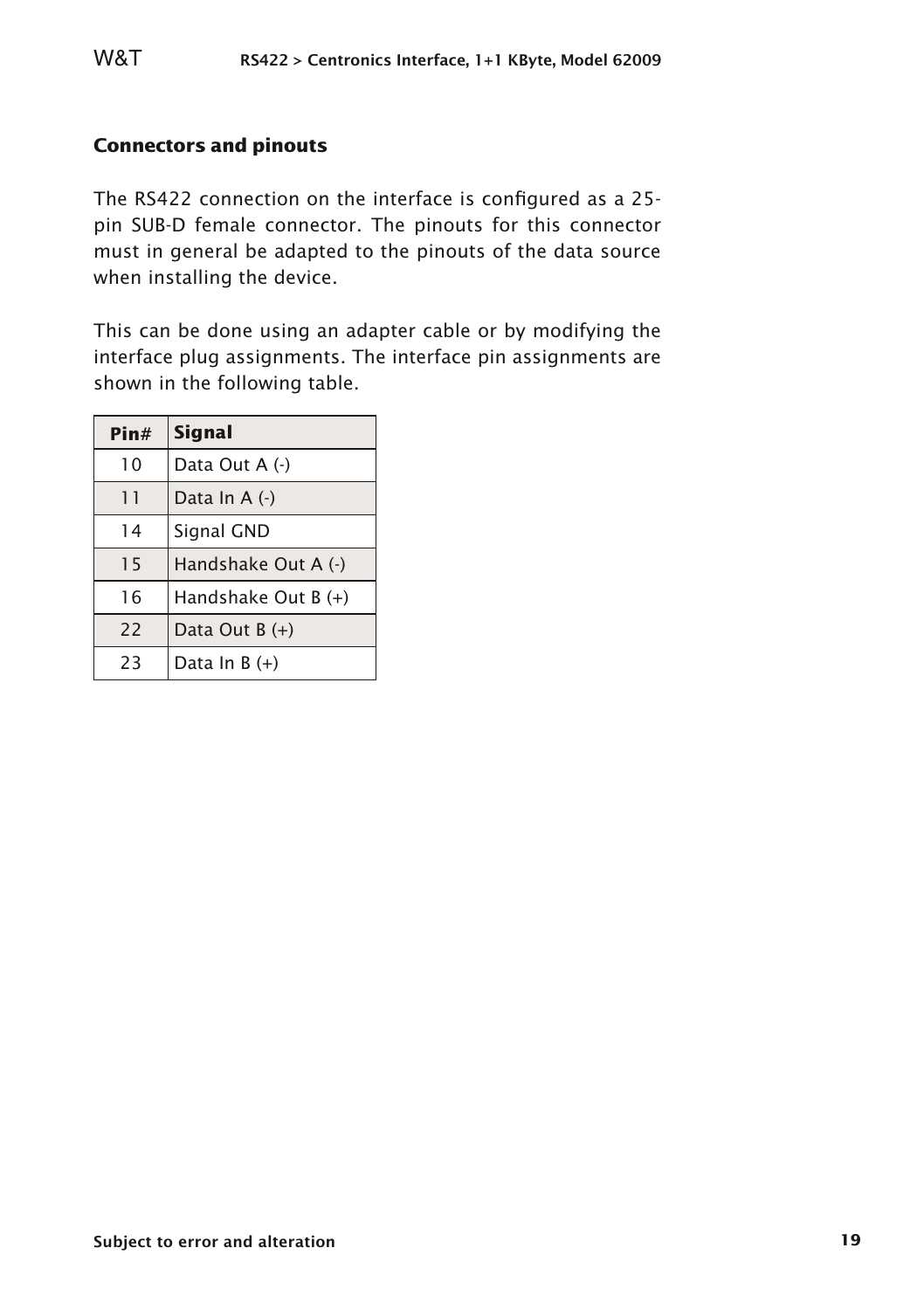## Connectors and pinouts

The RS422 connection on the interface is configured as a 25-pin SUB-D female connector. The pinouts for this connector must in general be adapted to the pinouts of the data source when installing the device.

This can be done using an adapter cable or by modifying the interface plug assignments. The interface pin assignments are shown in the following table.

| Pin# | Signal |
|---|---|
| 10 | Data Out A (-) |
| 11 | Data In A (-) |
| 14 | Signal GND |
| 15 | Handshake Out A (-) |
| 16 | Handshake Out B (+) |
| 22 | Data Out B (+) |
| 23 | Data In B (+) |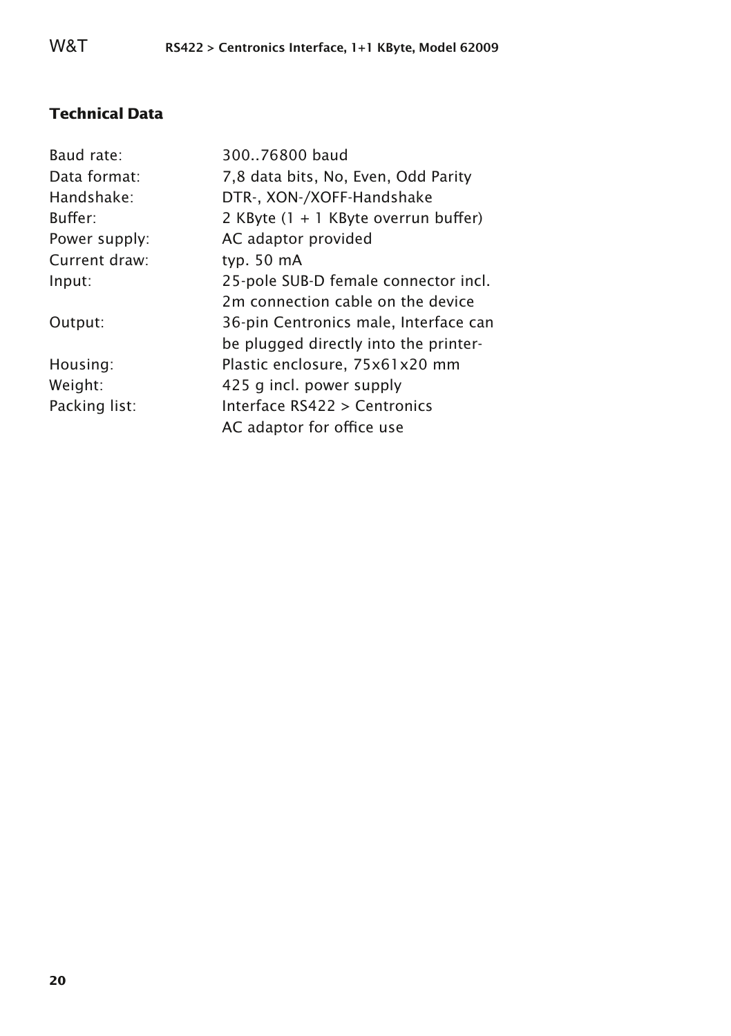## Technical Data

| | |
|---|---|
| Baud rate: | 300..76800 baud |
| Data format: | 7,8 data bits, No, Even, Odd Parity |
| Handshake: | DTR-, XON-/XOFF-Handshake |
| Buffer: | 2 KByte (1 + 1 KByte overrun buffer) |
| Power supply: | AC adaptor provided |
| Current draw: | typ. 50 mA |
| Input: | 25-pole SUB-D female connector incl. 2m connection cable on the device |
| Output: | 36-pin Centronics male, Interface can be plugged directly into the printer- |
| Housing: | Plastic enclosure, 75x61x20 mm |
| Weight: | 425 g incl. power supply |
| Packing list: | Interface RS422 > Centronics<br>AC adaptor for office use |